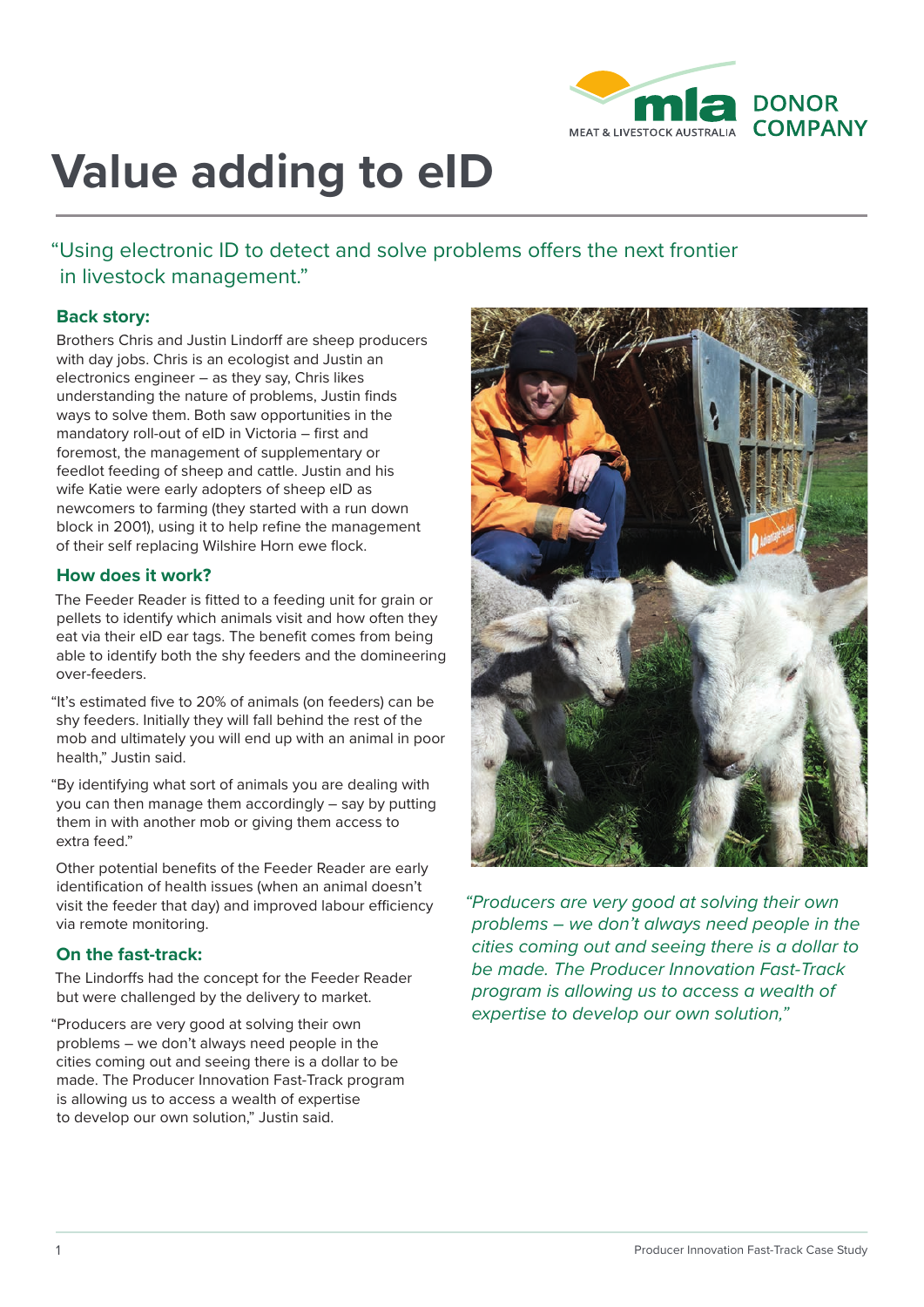# Value adding to eID

"Using electronic ID to detect and solve problems offers the next frontier in livestock management."

## Back story:

Brothers Chris and Justin Lindorff are sheep producers with day jobs. Chris is an ecologist and Justin an electronics engineer – as they say, Chris likes understanding the nature of problems, Justin finds ways to solve them. Both saw opportunities in the mandatory roll-out of eID in Victoria – first and foremost, the management of supplementary or feedlot feeding of sheep and cattle. Justin and his wife Katie were early adopters of sheep eID as newcomers to farming (they started with a run down block in 2001), using it to help refine the management of their self replacing Wilshire Horn ewe flock.

## How does it work?

The Feeder Reader is fitted to a feeding unit for grain or pellets to identify which animals visit and how often they eat via their eID ear tags. The benefit comes from being able to identify both the shy feeders and the domineering over-feeders.

"It's estimated five to 20% of animals (on feeders) can be shy feeders. Initially they will fall behind the rest of the mob and ultimately you will end up with an animal in poor health," Justin said.

"By identifying what sort of animals you are dealing with you can then manage them accordingly – say by putting them in with another mob or giving them access to extra feed."

Other potential benefits of the Feeder Reader are early identification of health issues (when an animal doesn't visit the feeder that day) and improved labour efficiency via remote monitoring.

## On the fast-track:

The Lindorffs had the concept for the Feeder Reader but were challenged by the delivery to market.

"Producers are very good at solving their own problems – we don't always need people in the cities coming out and seeing there is a dollar to be made. The Producer Innovation Fast-Track program is allowing us to access a wealth of expertise to develop our own solution," Justin said.

*"Producers are very good at solving their own problems – we don't always need people in the cities coming out and seeing there is a dollar to be made. The Producer Innovation Fast-Track program is allowing us to access a wealth of expertise to develop our own solution,"*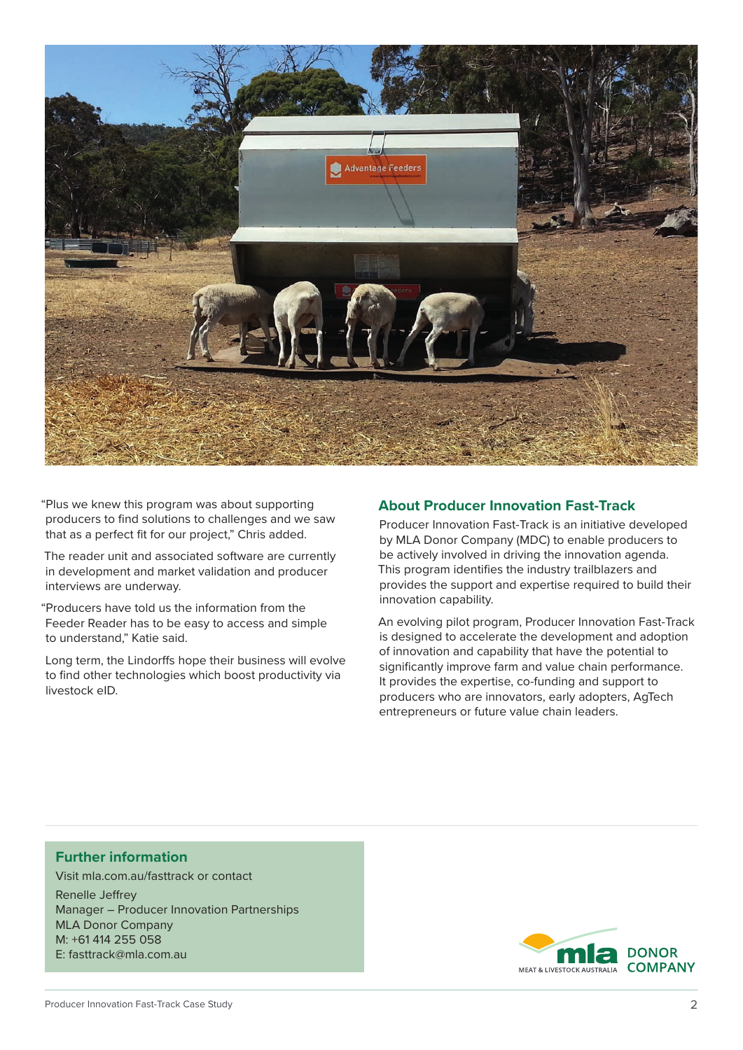"Plus we knew this program was about supporting producers to find solutions to challenges and we saw that as a perfect fit for our project," Chris added.

The reader unit and associated software are currently in development and market validation and producer interviews are underway.

"Producers have told us the information from the Feeder Reader has to be easy to access and simple to understand," Katie said.

Long term, the Lindorffs hope their business will evolve to find other technologies which boost productivity via livestock eID.

## About Producer Innovation Fast-Track

Producer Innovation Fast-Track is an initiative developed by MLA Donor Company (MDC) to enable producers to be actively involved in driving the innovation agenda. This program identifies the industry trailblazers and provides the support and expertise required to build their innovation capability.

An evolving pilot program, Producer Innovation Fast-Track is designed to accelerate the development and adoption of innovation and capability that have the potential to significantly improve farm and value chain performance. It provides the expertise, co-funding and support to producers who are innovators, early adopters, AgTech entrepreneurs or future value chain leaders.

## Further information

Visit mla.com.au/fasttrack or contact

Renelle Jeffrey
Manager – Producer Innovation Partnerships
MLA Donor Company
M: +61 414 255 058
E: fasttrack@mla.com.au

mla MEAT & LIVESTOCK AUSTRALIA DONOR COMPANY